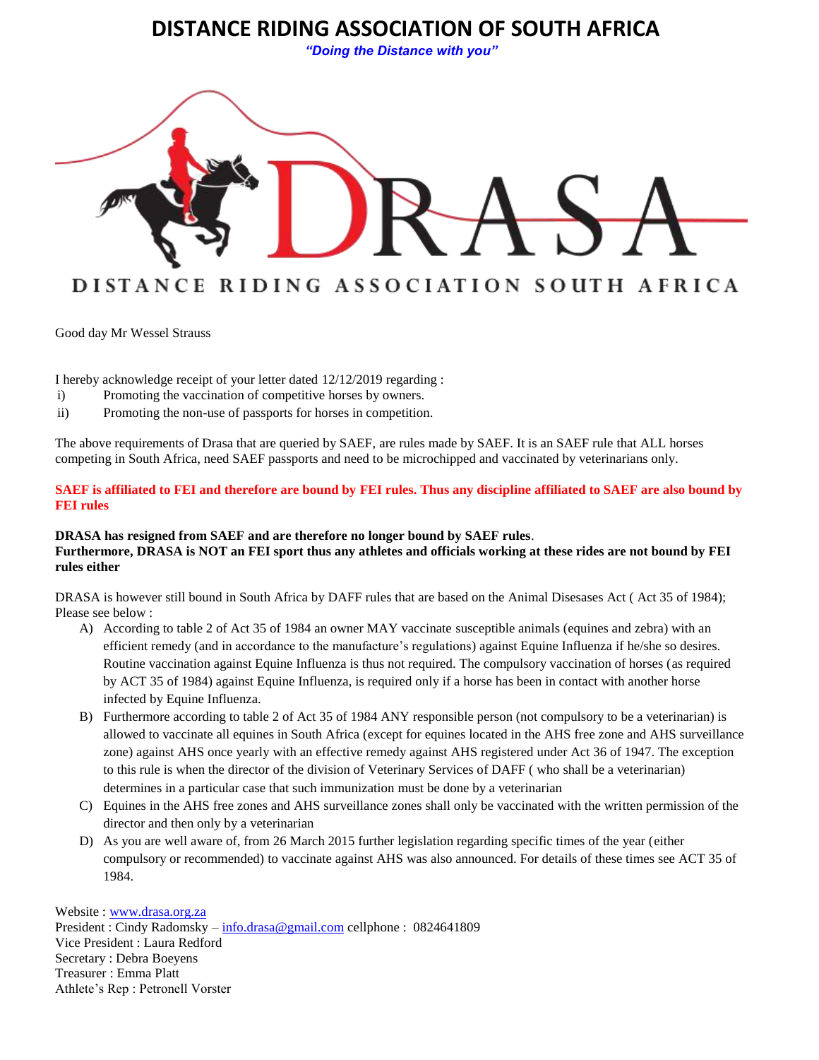# DISTANCE RIDING ASSOCIATION OF SOUTH AFRICA

***"Doing the Distance with you"***

DRASA

DISTANCE RIDING ASSOCIATION SOUTH AFRICA

Good day Mr Wessel Strauss

I hereby acknowledge receipt of your letter dated 12/12/2019 regarding :

i) Promoting the vaccination of competitive horses by owners.
ii) Promoting the non-use of passports for horses in competition.

The above requirements of Drasa that are queried by SAEF, are rules made by SAEF. It is an SAEF rule that ALL horses competing in South Africa, need SAEF passports and need to be microchipped and vaccinated by veterinarians only.

**SAEF is affiliated to FEI and therefore are bound by FEI rules. Thus any discipline affiliated to SAEF are also bound by FEI rules**

**DRASA has resigned from SAEF and are therefore no longer bound by SAEF rules**.
**Furthermore, DRASA is NOT an FEI sport thus any athletes and officials working at these rides are not bound by FEI rules either**

DRASA is however still bound in South Africa by DAFF rules that are based on the Animal Disesases Act ( Act 35 of 1984); Please see below :

A) According to table 2 of Act 35 of 1984 an owner MAY vaccinate susceptible animals (equines and zebra) with an efficient remedy (and in accordance to the manufacture's regulations) against Equine Influenza if he/she so desires. Routine vaccination against Equine Influenza is thus not required. The compulsory vaccination of horses (as required by ACT 35 of 1984) against Equine Influenza, is required only if a horse has been in contact with another horse infected by Equine Influenza.
B) Furthermore according to table 2 of Act 35 of 1984 ANY responsible person (not compulsory to be a veterinarian) is allowed to vaccinate all equines in South Africa (except for equines located in the AHS free zone and AHS surveillance zone) against AHS once yearly with an effective remedy against AHS registered under Act 36 of 1947. The exception to this rule is when the director of the division of Veterinary Services of DAFF ( who shall be a veterinarian) determines in a particular case that such immunization must be done by a veterinarian
C) Equines in the AHS free zones and AHS surveillance zones shall only be vaccinated with the written permission of the director and then only by a veterinarian
D) As you are well aware of, from 26 March 2015 further legislation regarding specific times of the year (either compulsory or recommended) to vaccinate against AHS was also announced. For details of these times see ACT 35 of 1984.

Website : www.drasa.org.za
President : Cindy Radomsky – info.drasa@gmail.com cellphone : 0824641809
Vice President : Laura Redford
Secretary : Debra Boeyens
Treasurer : Emma Platt
Athlete's Rep : Petronell Vorster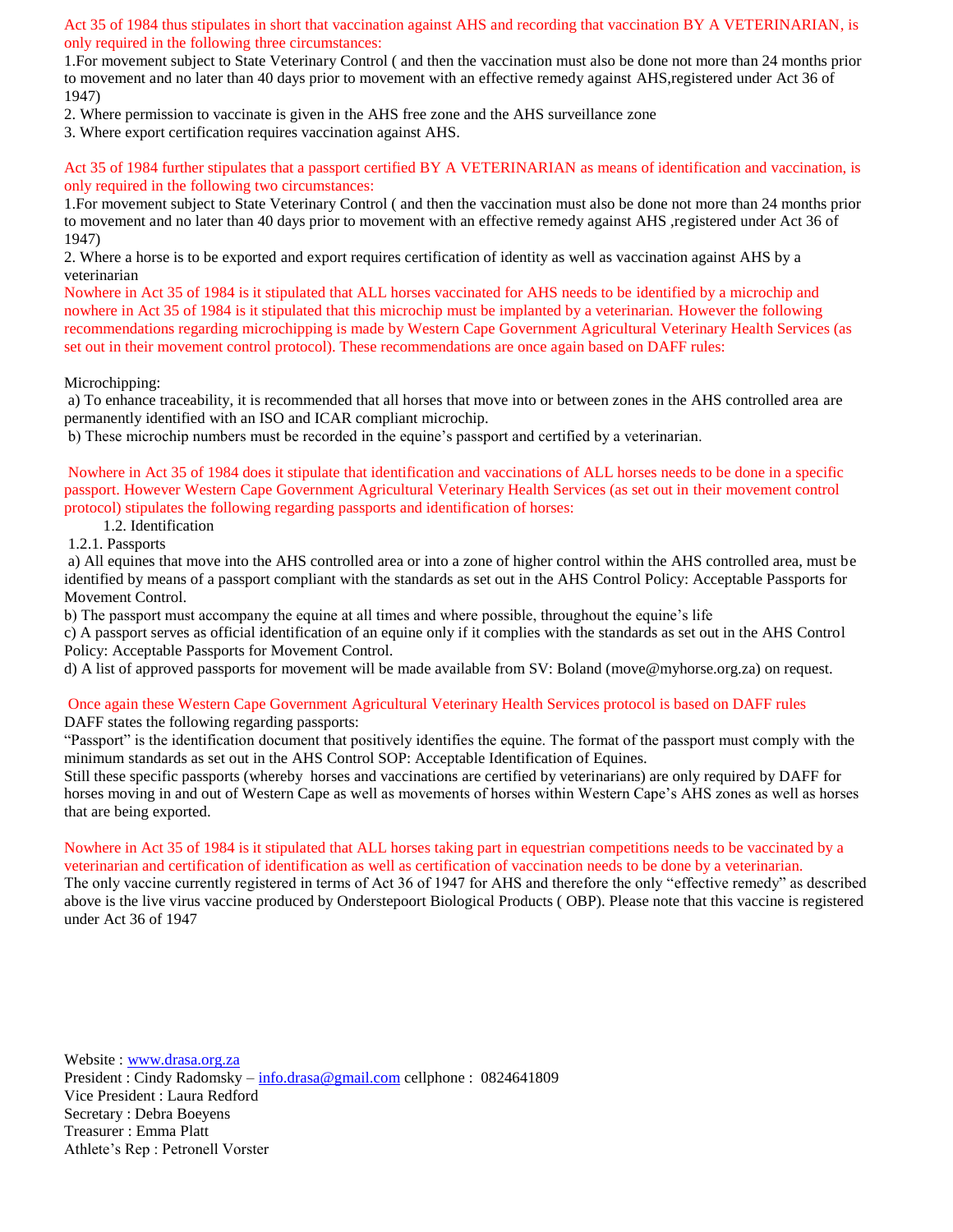Act 35 of 1984 thus stipulates in short that vaccination against AHS and recording that vaccination BY A VETERINARIAN, is only required in the following three circumstances:

1.For movement subject to State Veterinary Control ( and then the vaccination must also be done not more than 24 months prior to movement and no later than 40 days prior to movement with an effective remedy against AHS,registered under Act 36 of 1947)

2. Where permission to vaccinate is given in the AHS free zone and the AHS surveillance zone

3. Where export certification requires vaccination against AHS.

Act 35 of 1984 further stipulates that a passport certified BY A VETERINARIAN as means of identification and vaccination, is only required in the following two circumstances:

1.For movement subject to State Veterinary Control ( and then the vaccination must also be done not more than 24 months prior to movement and no later than 40 days prior to movement with an effective remedy against AHS ,registered under Act 36 of 1947)

2. Where a horse is to be exported and export requires certification of identity as well as vaccination against AHS by a veterinarian

Nowhere in Act 35 of 1984 is it stipulated that ALL horses vaccinated for AHS needs to be identified by a microchip and nowhere in Act 35 of 1984 is it stipulated that this microchip must be implanted by a veterinarian. However the following recommendations regarding microchipping is made by Western Cape Government Agricultural Veterinary Health Services (as set out in their movement control protocol). These recommendations are once again based on DAFF rules:

Microchipping:

a) To enhance traceability, it is recommended that all horses that move into or between zones in the AHS controlled area are permanently identified with an ISO and ICAR compliant microchip.

b) These microchip numbers must be recorded in the equine's passport and certified by a veterinarian.

Nowhere in Act 35 of 1984 does it stipulate that identification and vaccinations of ALL horses needs to be done in a specific passport. However Western Cape Government Agricultural Veterinary Health Services (as set out in their movement control protocol) stipulates the following regarding passports and identification of horses:

1.2. Identification

1.2.1. Passports

a) All equines that move into the AHS controlled area or into a zone of higher control within the AHS controlled area, must be identified by means of a passport compliant with the standards as set out in the AHS Control Policy: Acceptable Passports for Movement Control.

b) The passport must accompany the equine at all times and where possible, throughout the equine's life

c) A passport serves as official identification of an equine only if it complies with the standards as set out in the AHS Control Policy: Acceptable Passports for Movement Control.

d) A list of approved passports for movement will be made available from SV: Boland (move@myhorse.org.za) on request.

Once again these Western Cape Government Agricultural Veterinary Health Services protocol is based on DAFF rules

DAFF states the following regarding passports:

"Passport" is the identification document that positively identifies the equine. The format of the passport must comply with the minimum standards as set out in the AHS Control SOP: Acceptable Identification of Equines.

Still these specific passports (whereby horses and vaccinations are certified by veterinarians) are only required by DAFF for horses moving in and out of Western Cape as well as movements of horses within Western Cape's AHS zones as well as horses that are being exported.

Nowhere in Act 35 of 1984 is it stipulated that ALL horses taking part in equestrian competitions needs to be vaccinated by a veterinarian and certification of identification as well as certification of vaccination needs to be done by a veterinarian.

The only vaccine currently registered in terms of Act 36 of 1947 for AHS and therefore the only "effective remedy" as described above is the live virus vaccine produced by Onderstepoort Biological Products ( OBP). Please note that this vaccine is registered under Act 36 of 1947

Website : www.drasa.org.za
President : Cindy Radomsky – info.drasa@gmail.com cellphone : 0824641809
Vice President : Laura Redford
Secretary : Debra Boeyens
Treasurer : Emma Platt
Athlete's Rep : Petronell Vorster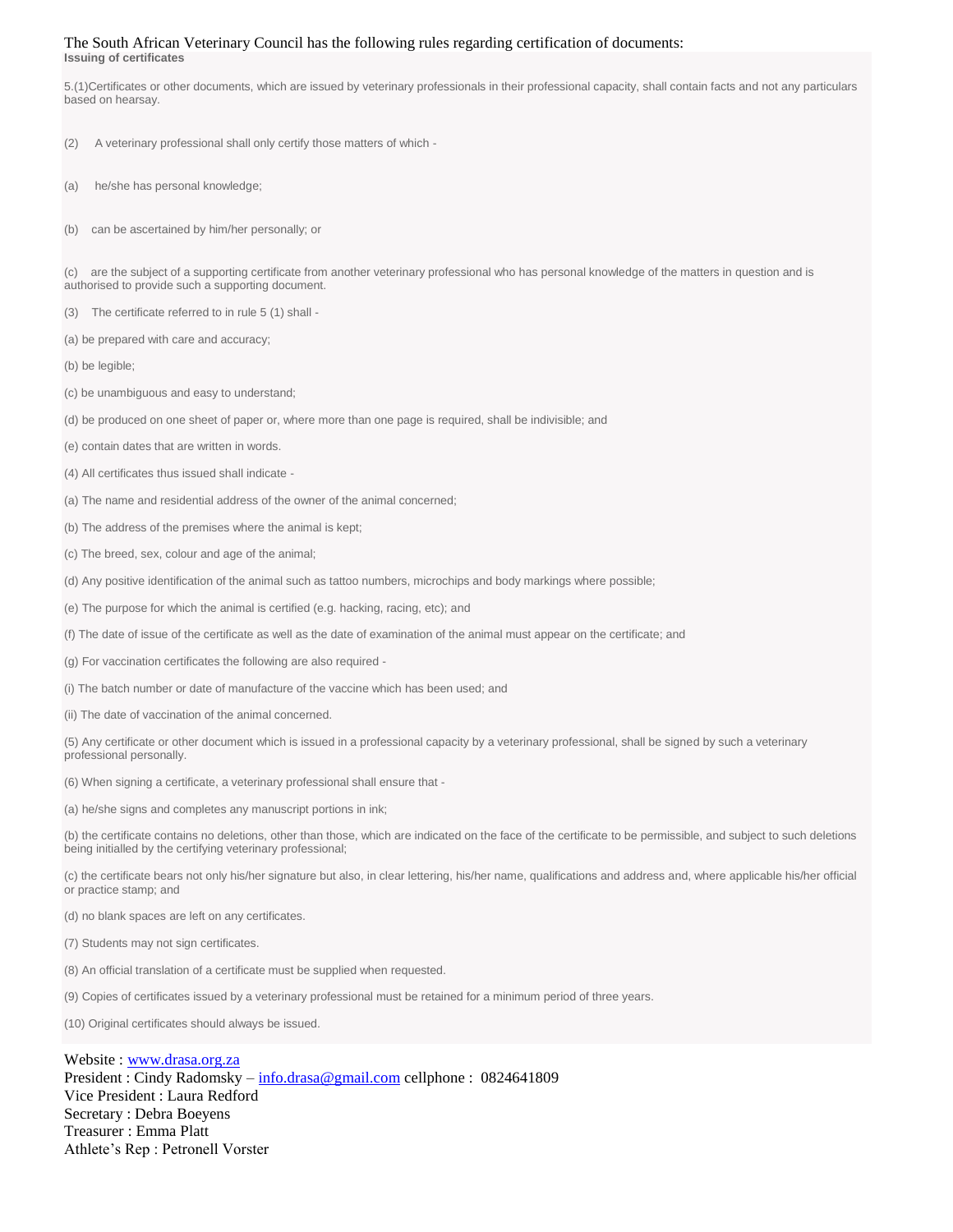The South African Veterinary Council has the following rules regarding certification of documents:

**Issuing of certificates**

5.(1)Certificates or other documents, which are issued by veterinary professionals in their professional capacity, shall contain facts and not any particulars based on hearsay.

(2) A veterinary professional shall only certify those matters of which -

(a) he/she has personal knowledge;

(b) can be ascertained by him/her personally; or

(c) are the subject of a supporting certificate from another veterinary professional who has personal knowledge of the matters in question and is authorised to provide such a supporting document.

(3) The certificate referred to in rule 5 (1) shall -

(a) be prepared with care and accuracy;

(b) be legible;

(c) be unambiguous and easy to understand;

(d) be produced on one sheet of paper or, where more than one page is required, shall be indivisible; and

(e) contain dates that are written in words.

(4) All certificates thus issued shall indicate -

(a) The name and residential address of the owner of the animal concerned;

(b) The address of the premises where the animal is kept;

(c) The breed, sex, colour and age of the animal;

(d) Any positive identification of the animal such as tattoo numbers, microchips and body markings where possible;

(e) The purpose for which the animal is certified (e.g. hacking, racing, etc); and

(f) The date of issue of the certificate as well as the date of examination of the animal must appear on the certificate; and

(g) For vaccination certificates the following are also required -

(i) The batch number or date of manufacture of the vaccine which has been used; and

(ii) The date of vaccination of the animal concerned.

(5) Any certificate or other document which is issued in a professional capacity by a veterinary professional, shall be signed by such a veterinary professional personally.

(6) When signing a certificate, a veterinary professional shall ensure that -

(a) he/she signs and completes any manuscript portions in ink;

(b) the certificate contains no deletions, other than those, which are indicated on the face of the certificate to be permissible, and subject to such deletions being initialled by the certifying veterinary professional;

(c) the certificate bears not only his/her signature but also, in clear lettering, his/her name, qualifications and address and, where applicable his/her official or practice stamp; and

(d) no blank spaces are left on any certificates.

(7) Students may not sign certificates.

(8) An official translation of a certificate must be supplied when requested.

(9) Copies of certificates issued by a veterinary professional must be retained for a minimum period of three years.

(10) Original certificates should always be issued.

Website : www.drasa.org.za
President : Cindy Radomsky – info.drasa@gmail.com cellphone : 0824641809
Vice President : Laura Redford
Secretary : Debra Boeyens
Treasurer : Emma Platt
Athlete's Rep : Petronell Vorster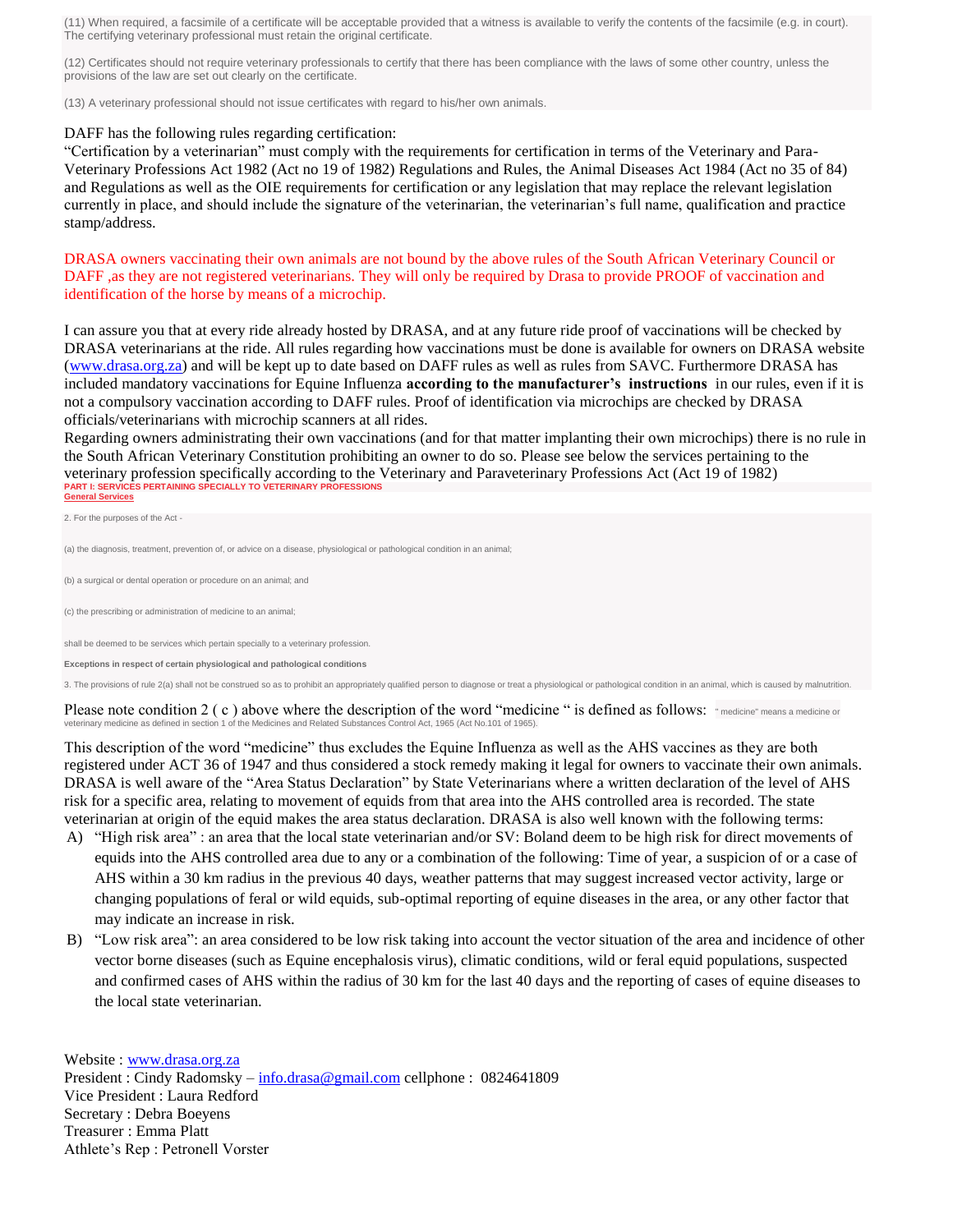(11) When required, a facsimile of a certificate will be acceptable provided that a witness is available to verify the contents of the facsimile (e.g. in court). The certifying veterinary professional must retain the original certificate.

(12) Certificates should not require veterinary professionals to certify that there has been compliance with the laws of some other country, unless the provisions of the law are set out clearly on the certificate.

(13) A veterinary professional should not issue certificates with regard to his/her own animals.

DAFF has the following rules regarding certification:
"Certification by a veterinarian" must comply with the requirements for certification in terms of the Veterinary and Para-Veterinary Professions Act 1982 (Act no 19 of 1982) Regulations and Rules, the Animal Diseases Act 1984 (Act no 35 of 84) and Regulations as well as the OIE requirements for certification or any legislation that may replace the relevant legislation currently in place, and should include the signature of the veterinarian, the veterinarian's full name, qualification and practice stamp/address.

DRASA owners vaccinating their own animals are not bound by the above rules of the South African Veterinary Council or DAFF ,as they are not registered veterinarians. They will only be required by Drasa to provide PROOF of vaccination and identification of the horse by means of a microchip.

I can assure you that at every ride already hosted by DRASA, and at any future ride proof of vaccinations will be checked by DRASA veterinarians at the ride. All rules regarding how vaccinations must be done is available for owners on DRASA website (www.drasa.org.za) and will be kept up to date based on DAFF rules as well as rules from SAVC. Furthermore DRASA has included mandatory vaccinations for Equine Influenza **according to the manufacturer's instructions** in our rules, even if it is not a compulsory vaccination according to DAFF rules. Proof of identification via microchips are checked by DRASA officials/veterinarians with microchip scanners at all rides.
Regarding owners administrating their own vaccinations (and for that matter implanting their own microchips) there is no rule in the South African Veterinary Constitution prohibiting an owner to do so. Please see below the services pertaining to the veterinary profession specifically according to the Veterinary and Paraveterinary Professions Act (Act 19 of 1982)

**PART I: SERVICES PERTAINING SPECIALLY TO VETERINARY PROFESSIONS**

**General Services**

2. For the purposes of the Act -

(a) the diagnosis, treatment, prevention of, or advice on a disease, physiological or pathological condition in an animal;

(b) a surgical or dental operation or procedure on an animal; and

(c) the prescribing or administration of medicine to an animal;

shall be deemed to be services which pertain specially to a veterinary profession.

**Exceptions in respect of certain physiological and pathological conditions**

3. The provisions of rule 2(a) shall not be construed so as to prohibit an appropriately qualified person to diagnose or treat a physiological or pathological condition in an animal, which is caused by malnutrition.

Please note condition 2 ( c ) above where the description of the word "medicine " is defined as follows: " medicine" means a medicine or veterinary medicine as defined in section 1 of the Medicines and Related Substances Control Act, 1965 (Act No.101 of 1965).

This description of the word "medicine" thus excludes the Equine Influenza as well as the AHS vaccines as they are both registered under ACT 36 of 1947 and thus considered a stock remedy making it legal for owners to vaccinate their own animals. DRASA is well aware of the "Area Status Declaration" by State Veterinarians where a written declaration of the level of AHS risk for a specific area, relating to movement of equids from that area into the AHS controlled area is recorded. The state veterinarian at origin of the equid makes the area status declaration. DRASA is also well known with the following terms:

A) "High risk area" : an area that the local state veterinarian and/or SV: Boland deem to be high risk for direct movements of equids into the AHS controlled area due to any or a combination of the following: Time of year, a suspicion of or a case of AHS within a 30 km radius in the previous 40 days, weather patterns that may suggest increased vector activity, large or changing populations of feral or wild equids, sub-optimal reporting of equine diseases in the area, or any other factor that may indicate an increase in risk.

B) "Low risk area": an area considered to be low risk taking into account the vector situation of the area and incidence of other vector borne diseases (such as Equine encephalosis virus), climatic conditions, wild or feral equid populations, suspected and confirmed cases of AHS within the radius of 30 km for the last 40 days and the reporting of cases of equine diseases to the local state veterinarian.

Website : www.drasa.org.za
President : Cindy Radomsky – info.drasa@gmail.com cellphone : 0824641809
Vice President : Laura Redford
Secretary : Debra Boeyens
Treasurer : Emma Platt
Athlete's Rep : Petronell Vorster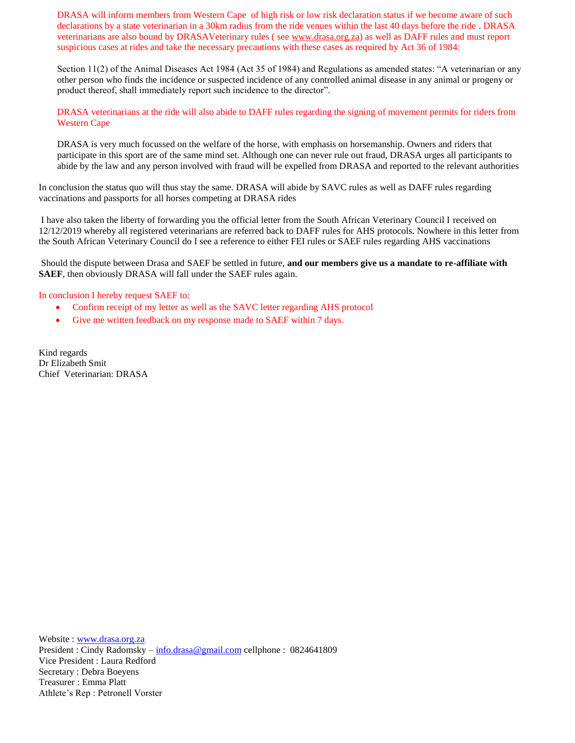DRASA will inform members from Western Cape of high risk or low risk declaration status if we become aware of such declarations by a state veterinarian in a 30km radius from the ride venues within the last 40 days before the ride . DRASA veterinarians are also bound by DRASAVeterinary rules ( see www.drasa.org.za) as well as DAFF rules and must report suspicious cases at rides and take the necessary precautions with these cases as required by Act 36 of 1984:

Section 11(2) of the Animal Diseases Act 1984 (Act 35 of 1984) and Regulations as amended states: "A veterinarian or any other person who finds the incidence or suspected incidence of any controlled animal disease in any animal or progeny or product thereof, shall immediately report such incidence to the director".

DRASA veterinarians at the ride will also abide to DAFF rules regarding the signing of movement permits for riders from Western Cape

DRASA is very much focussed on the welfare of the horse, with emphasis on horsemanship. Owners and riders that participate in this sport are of the same mind set. Although one can never rule out fraud, DRASA urges all participants to abide by the law and any person involved with fraud will be expelled from DRASA and reported to the relevant authorities

In conclusion the status quo will thus stay the same. DRASA will abide by SAVC rules as well as DAFF rules regarding vaccinations and passports for all horses competing at DRASA rides

I have also taken the liberty of forwarding you the official letter from the South African Veterinary Council I received on 12/12/2019 whereby all registered veterinarians are referred back to DAFF rules for AHS protocols. Nowhere in this letter from the South African Veterinary Council do I see a reference to either FEI rules or SAEF rules regarding AHS vaccinations

Should the dispute between Drasa and SAEF be settled in future, **and our members give us a mandate to re-affiliate with SAEF**, then obviously DRASA will fall under the SAEF rules again.

In conclusion I hereby request SAEF to:

- Confirm receipt of my letter as well as the SAVC letter regarding AHS protocol
- Give me written feedback on my response made to SAEF within 7 days.

Kind regards
Dr Elizabeth Smit
Chief Veterinarian: DRASA

Website : www.drasa.org.za
President : Cindy Radomsky – info.drasa@gmail.com cellphone : 0824641809
Vice President : Laura Redford
Secretary : Debra Boeyens
Treasurer : Emma Platt
Athlete's Rep : Petronell Vorster